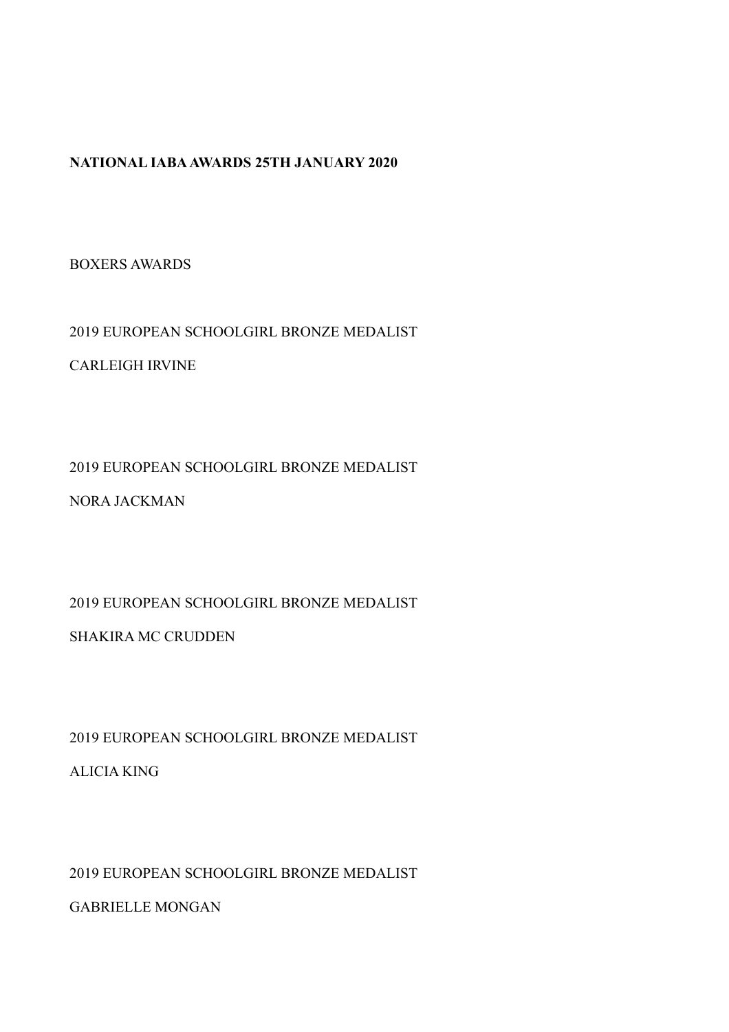**NATIONAL IABA AWARDS 25TH JANUARY 2020**

BOXERS AWARDS

2019 EUROPEAN SCHOOLGIRL BRONZE MEDALIST

CARLEIGH IRVINE

2019 EUROPEAN SCHOOLGIRL BRONZE MEDALIST

NORA JACKMAN

2019 EUROPEAN SCHOOLGIRL BRONZE MEDALIST

SHAKIRA MC CRUDDEN

2019 EUROPEAN SCHOOLGIRL BRONZE MEDALIST

ALICIA KING

2019 EUROPEAN SCHOOLGIRL BRONZE MEDALIST

GABRIELLE MONGAN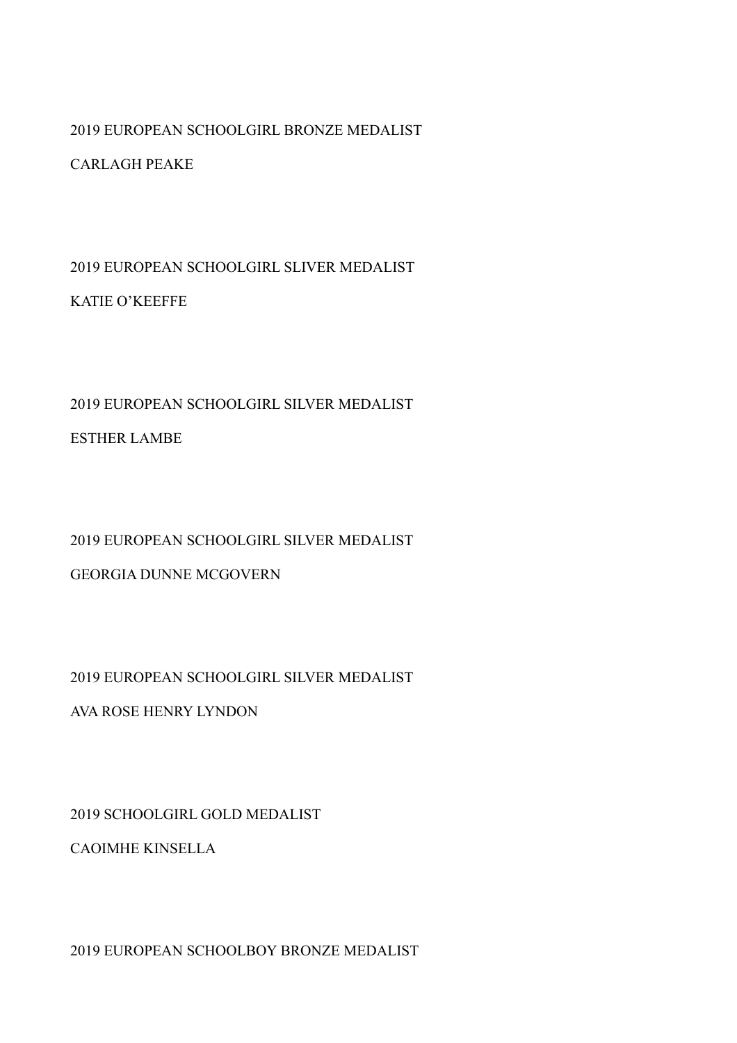2019 EUROPEAN SCHOOLGIRL BRONZE MEDALIST

CARLAGH PEAKE

2019 EUROPEAN SCHOOLGIRL SLIVER MEDALIST

KATIE O'KEEFFE

2019 EUROPEAN SCHOOLGIRL SILVER MEDALIST

ESTHER LAMBE

2019 EUROPEAN SCHOOLGIRL SILVER MEDALIST

GEORGIA DUNNE MCGOVERN

2019 EUROPEAN SCHOOLGIRL SILVER MEDALIST

AVA ROSE HENRY LYNDON

2019 SCHOOLGIRL GOLD MEDALIST

CAOIMHE KINSELLA

2019 EUROPEAN SCHOOLBOY BRONZE MEDALIST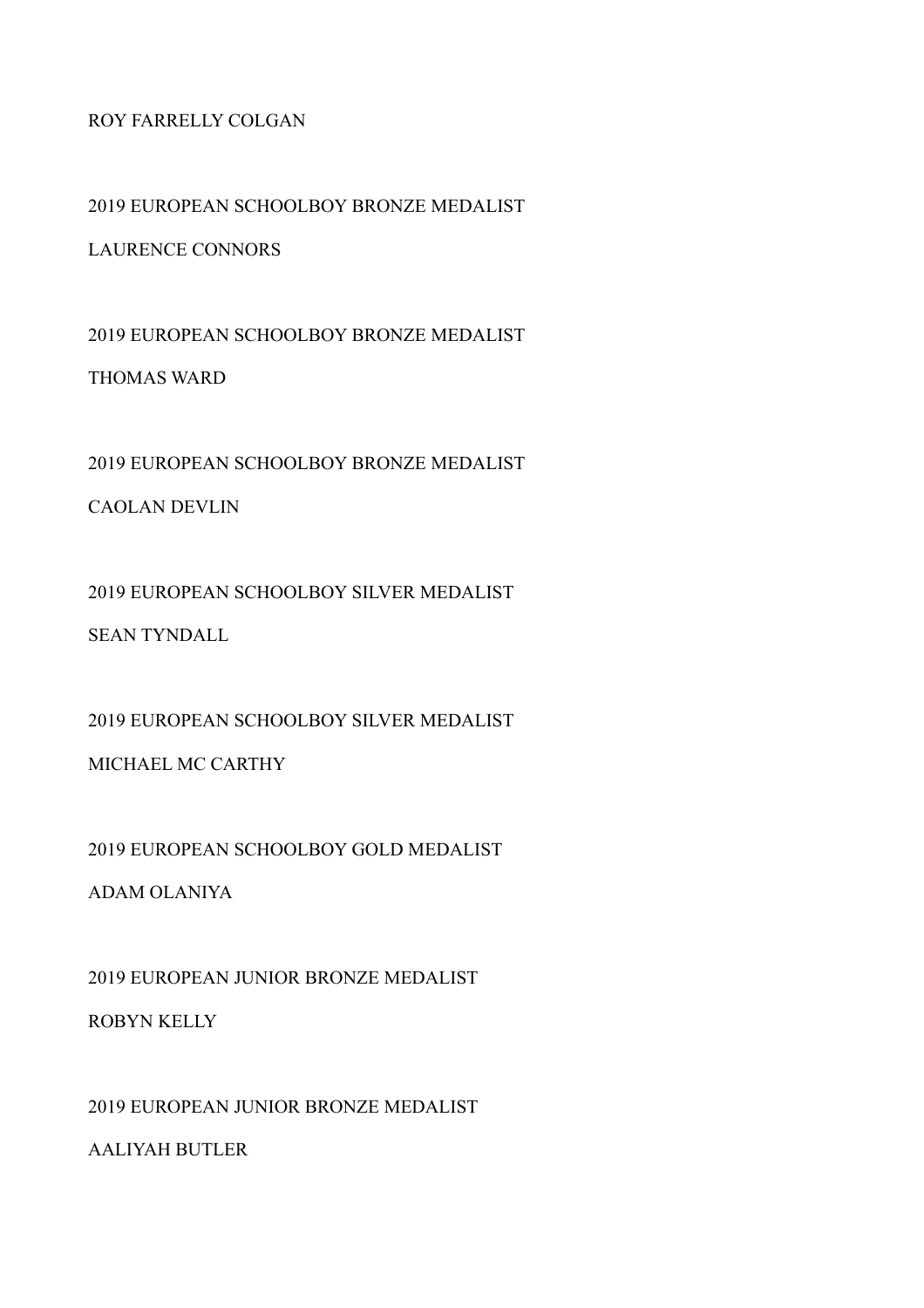ROY FARRELLY COLGAN

2019 EUROPEAN SCHOOLBOY BRONZE MEDALIST

LAURENCE CONNORS

2019 EUROPEAN SCHOOLBOY BRONZE MEDALIST

THOMAS WARD

2019 EUROPEAN SCHOOLBOY BRONZE MEDALIST

CAOLAN DEVLIN

2019 EUROPEAN SCHOOLBOY SILVER MEDALIST

SEAN TYNDALL

2019 EUROPEAN SCHOOLBOY SILVER MEDALIST

MICHAEL MC CARTHY

2019 EUROPEAN SCHOOLBOY GOLD MEDALIST

ADAM OLANIYA

2019 EUROPEAN JUNIOR BRONZE MEDALIST

ROBYN KELLY

2019 EUROPEAN JUNIOR BRONZE MEDALIST

AALIYAH BUTLER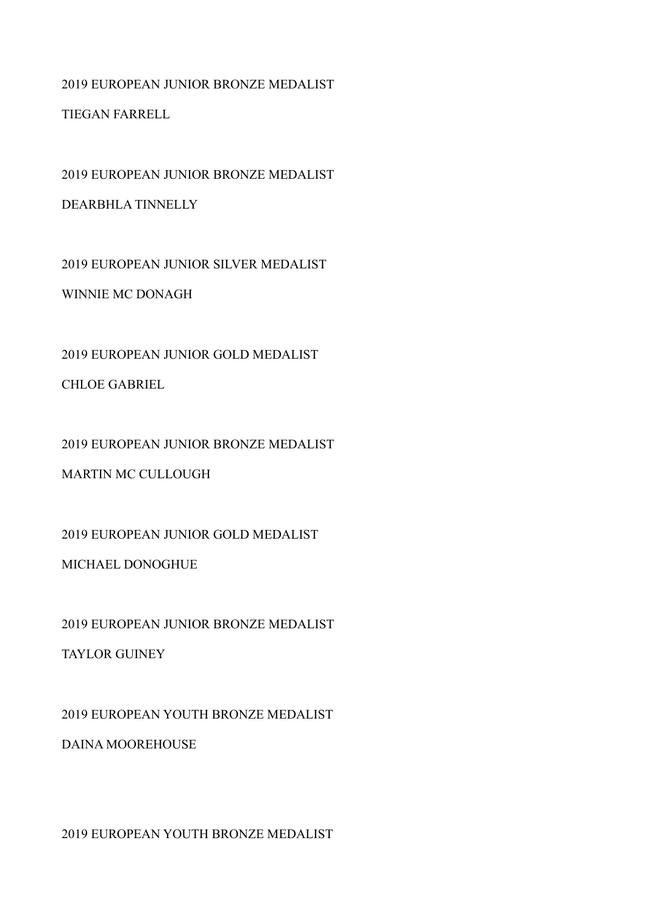2019 EUROPEAN JUNIOR BRONZE MEDALIST

TIEGAN FARRELL

2019 EUROPEAN JUNIOR BRONZE MEDALIST

DEARBHLA TINNELLY

2019 EUROPEAN JUNIOR SILVER MEDALIST

WINNIE MC DONAGH

2019 EUROPEAN JUNIOR GOLD MEDALIST

CHLOE GABRIEL

2019 EUROPEAN JUNIOR BRONZE MEDALIST

MARTIN MC CULLOUGH

2019 EUROPEAN JUNIOR GOLD MEDALIST

MICHAEL DONOGHUE

2019 EUROPEAN JUNIOR BRONZE MEDALIST

TAYLOR GUINEY

2019 EUROPEAN YOUTH BRONZE MEDALIST

DAINA MOOREHOUSE

2019 EUROPEAN YOUTH BRONZE MEDALIST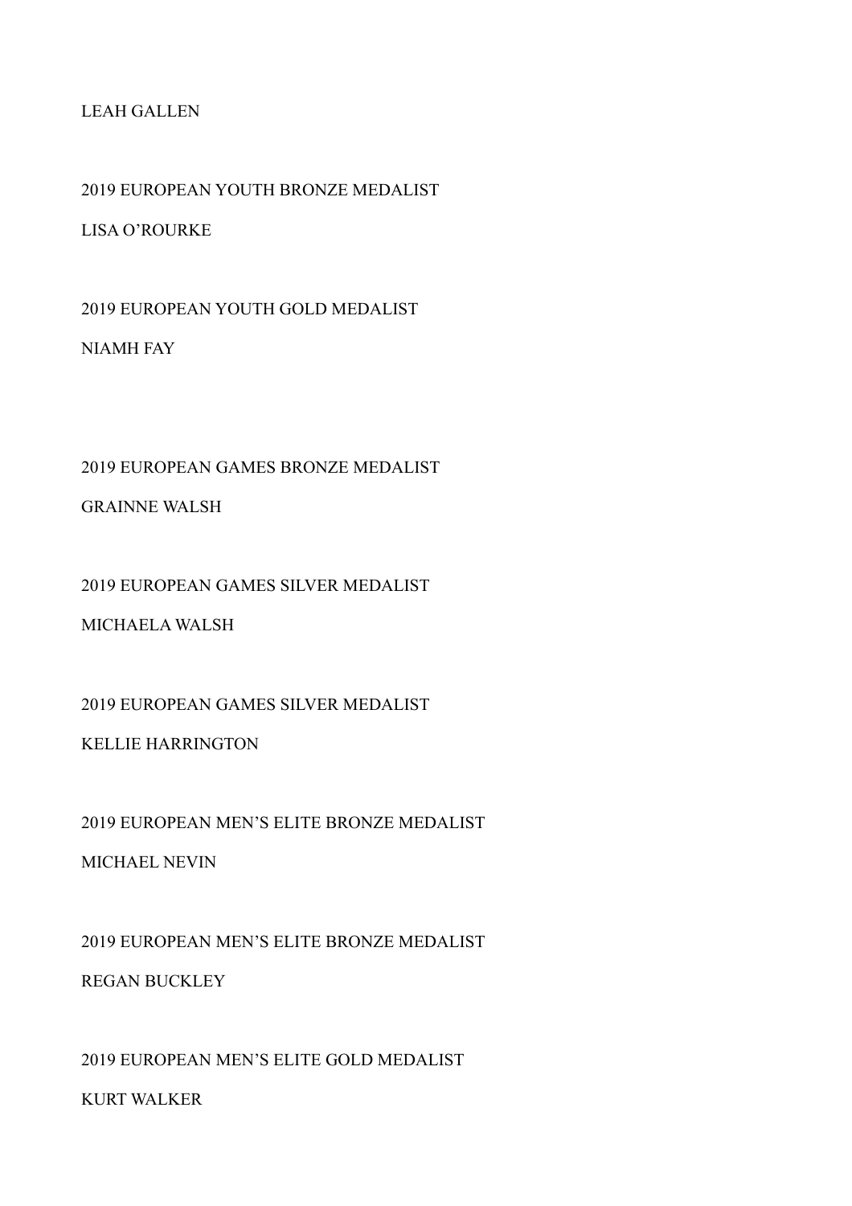LEAH GALLEN

2019 EUROPEAN YOUTH BRONZE MEDALIST

LISA O'ROURKE

2019 EUROPEAN YOUTH GOLD MEDALIST

NIAMH FAY

2019 EUROPEAN GAMES BRONZE MEDALIST

GRAINNE WALSH

2019 EUROPEAN GAMES SILVER MEDALIST

MICHAELA WALSH

2019 EUROPEAN GAMES SILVER MEDALIST

KELLIE HARRINGTON

2019 EUROPEAN MEN'S ELITE BRONZE MEDALIST

MICHAEL NEVIN

2019 EUROPEAN MEN'S ELITE BRONZE MEDALIST

REGAN BUCKLEY

2019 EUROPEAN MEN'S ELITE GOLD MEDALIST

KURT WALKER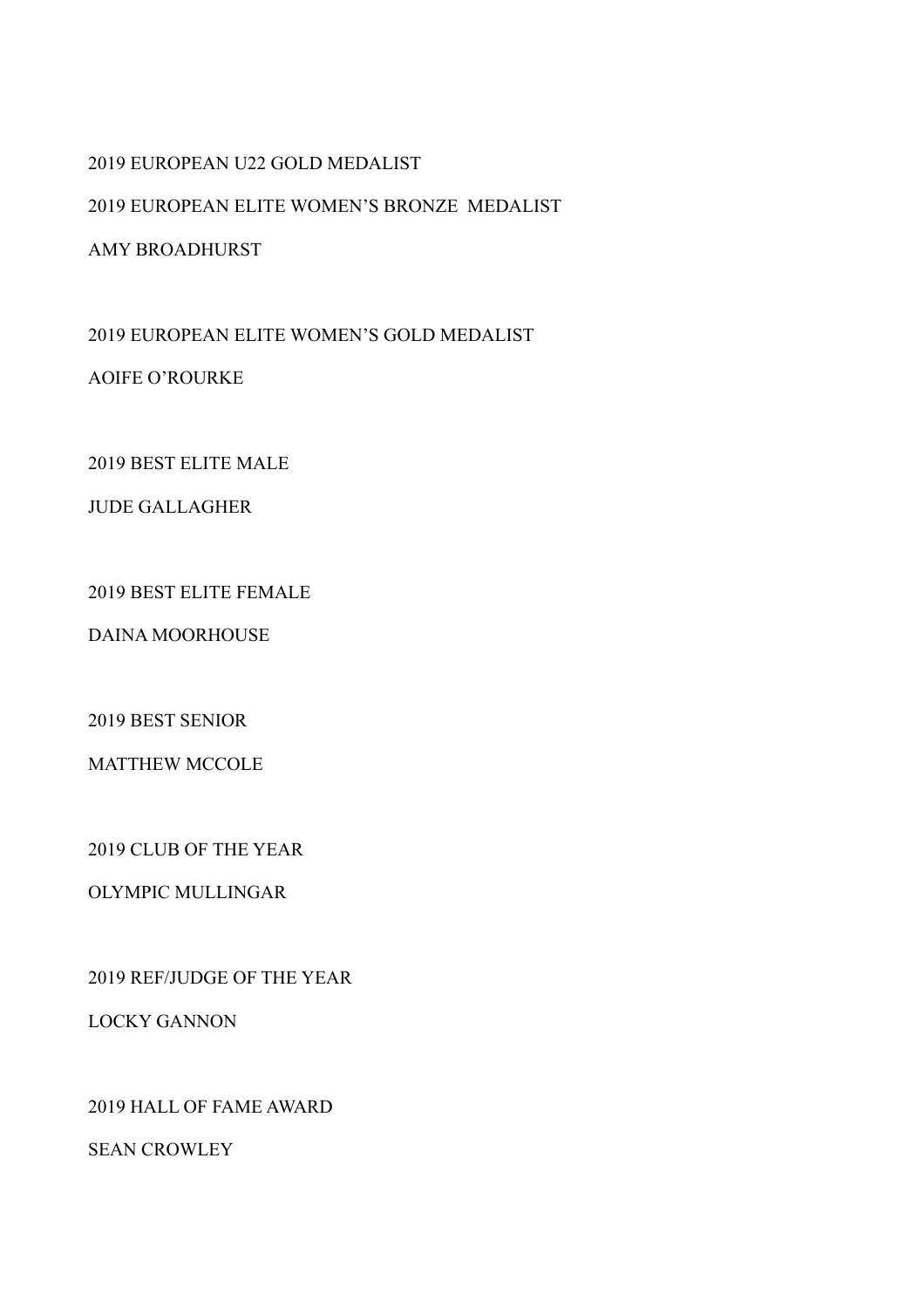2019 EUROPEAN U22 GOLD MEDALIST

2019 EUROPEAN ELITE WOMEN'S BRONZE MEDALIST

AMY BROADHURST

2019 EUROPEAN ELITE WOMEN'S GOLD MEDALIST

AOIFE O'ROURKE

2019 BEST ELITE MALE

JUDE GALLAGHER

2019 BEST ELITE FEMALE

DAINA MOORHOUSE

2019 BEST SENIOR

MATTHEW MCCOLE

2019 CLUB OF THE YEAR

OLYMPIC MULLINGAR

2019 REF/JUDGE OF THE YEAR

LOCKY GANNON

2019 HALL OF FAME AWARD

SEAN CROWLEY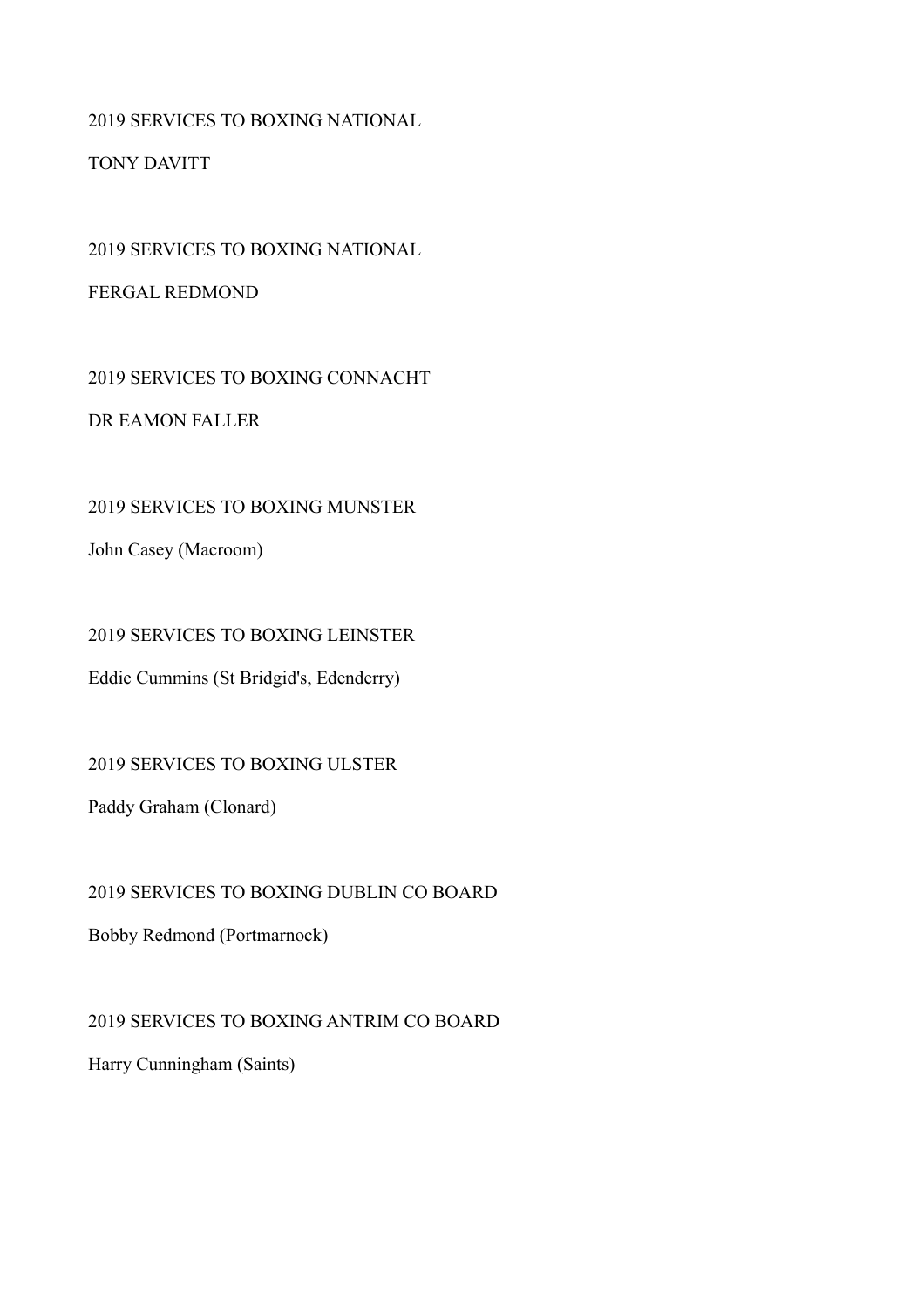2019 SERVICES TO BOXING NATIONAL

TONY DAVITT

2019 SERVICES TO BOXING NATIONAL

FERGAL REDMOND

2019 SERVICES TO BOXING CONNACHT

DR EAMON FALLER

2019 SERVICES TO BOXING MUNSTER

John Casey (Macroom)

2019 SERVICES TO BOXING LEINSTER

Eddie Cummins (St Bridgid's, Edenderry)

2019 SERVICES TO BOXING ULSTER

Paddy Graham (Clonard)

2019 SERVICES TO BOXING DUBLIN CO BOARD

Bobby Redmond (Portmarnock)

2019 SERVICES TO BOXING ANTRIM CO BOARD

Harry Cunningham (Saints)